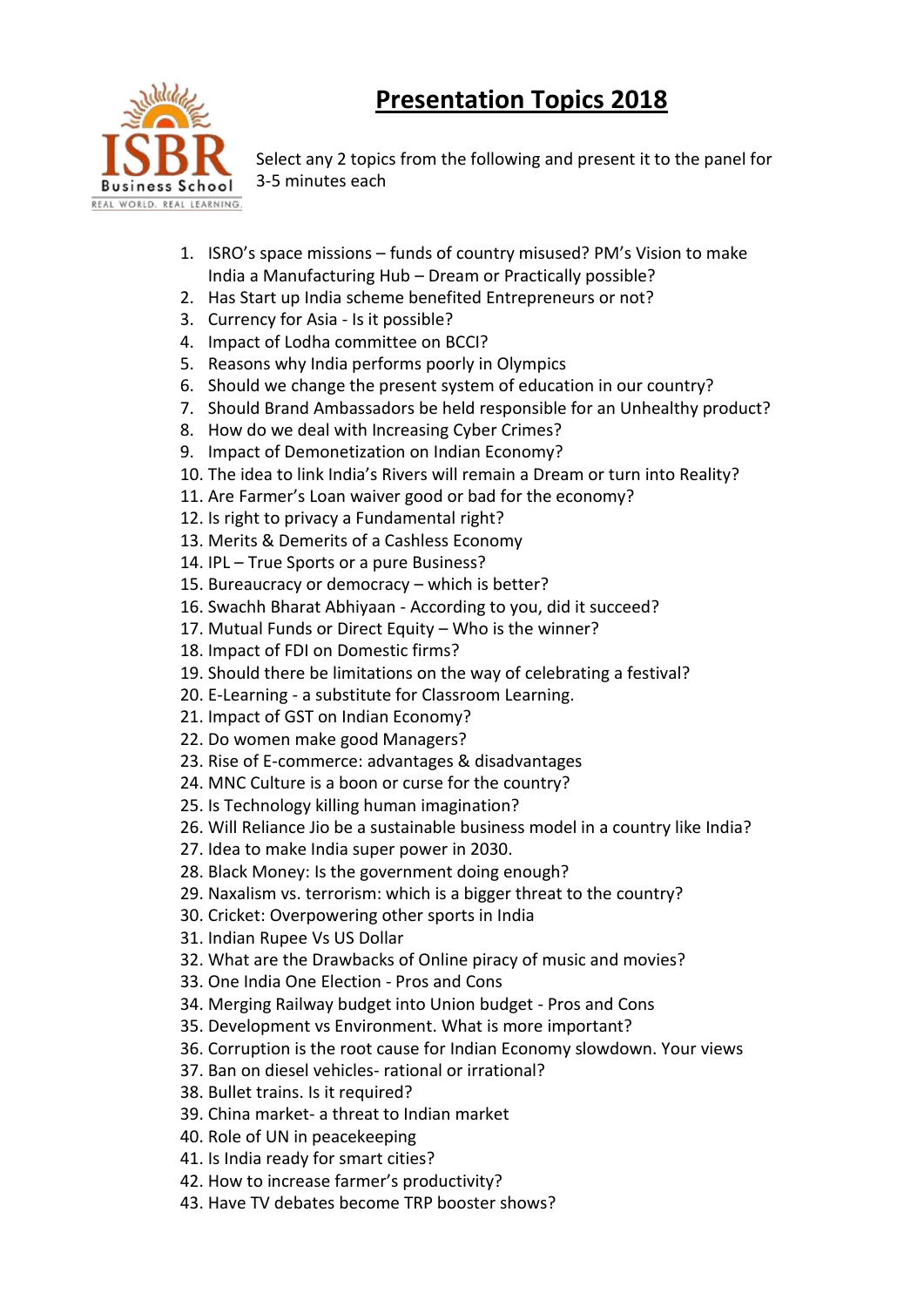# Presentation Topics 2018

Select any 2 topics from the following and present it to the panel for 3-5 minutes each

1. ISRO's space missions – funds of country misused? PM's Vision to make India a Manufacturing Hub – Dream or Practically possible?
2. Has Start up India scheme benefited Entrepreneurs or not?
3. Currency for Asia - Is it possible?
4. Impact of Lodha committee on BCCI?
5. Reasons why India performs poorly in Olympics
6. Should we change the present system of education in our country?
7. Should Brand Ambassadors be held responsible for an Unhealthy product?
8. How do we deal with Increasing Cyber Crimes?
9. Impact of Demonetization on Indian Economy?
10. The idea to link India's Rivers will remain a Dream or turn into Reality?
11. Are Farmer's Loan waiver good or bad for the economy?
12. Is right to privacy a Fundamental right?
13. Merits & Demerits of a Cashless Economy
14. IPL – True Sports or a pure Business?
15. Bureaucracy or democracy – which is better?
16. Swachh Bharat Abhiyaan - According to you, did it succeed?
17. Mutual Funds or Direct Equity – Who is the winner?
18. Impact of FDI on Domestic firms?
19. Should there be limitations on the way of celebrating a festival?
20. E-Learning - a substitute for Classroom Learning.
21. Impact of GST on Indian Economy?
22. Do women make good Managers?
23. Rise of E-commerce: advantages & disadvantages
24. MNC Culture is a boon or curse for the country?
25. Is Technology killing human imagination?
26. Will Reliance Jio be a sustainable business model in a country like India?
27. Idea to make India super power in 2030.
28. Black Money: Is the government doing enough?
29. Naxalism vs. terrorism: which is a bigger threat to the country?
30. Cricket: Overpowering other sports in India
31. Indian Rupee Vs US Dollar
32. What are the Drawbacks of Online piracy of music and movies?
33. One India One Election - Pros and Cons
34. Merging Railway budget into Union budget - Pros and Cons
35. Development vs Environment. What is more important?
36. Corruption is the root cause for Indian Economy slowdown. Your views
37. Ban on diesel vehicles- rational or irrational?
38. Bullet trains. Is it required?
39. China market- a threat to Indian market
40. Role of UN in peacekeeping
41. Is India ready for smart cities?
42. How to increase farmer's productivity?
43. Have TV debates become TRP booster shows?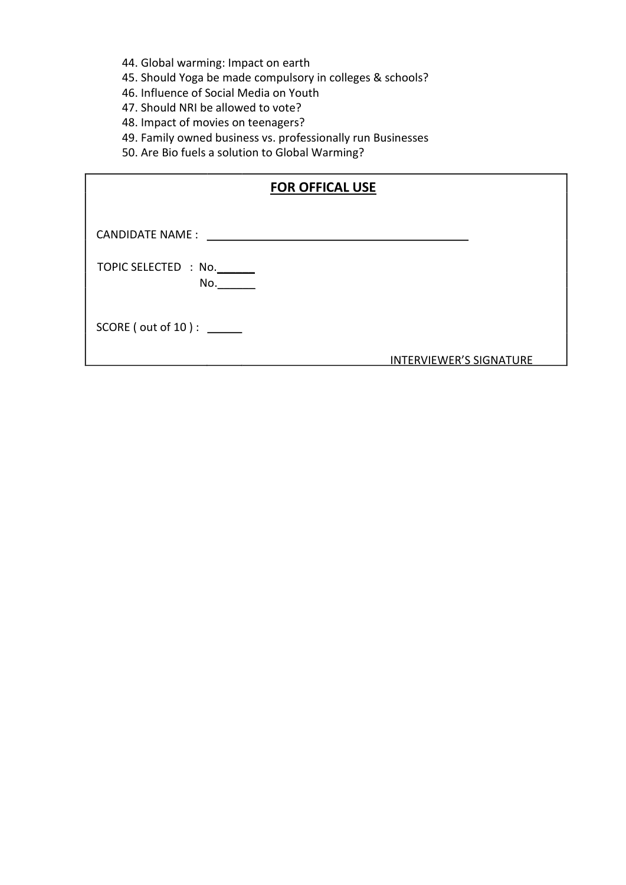44. Global warming: Impact on earth
45. Should Yoga be made compulsory in colleges & schools?
46. Influence of Social Media on Youth
47. Should NRI be allowed to vote?
48. Impact of movies on teenagers?
49. Family owned business vs. professionally run Businesses
50. Are Bio fuels a solution to Global Warming?

**FOR OFFICAL USE**

CANDIDATE NAME : ________________________________________

TOPIC SELECTED : No.______
No.______

SCORE ( out of 10 ) : ______

INTERVIEWER'S SIGNATURE